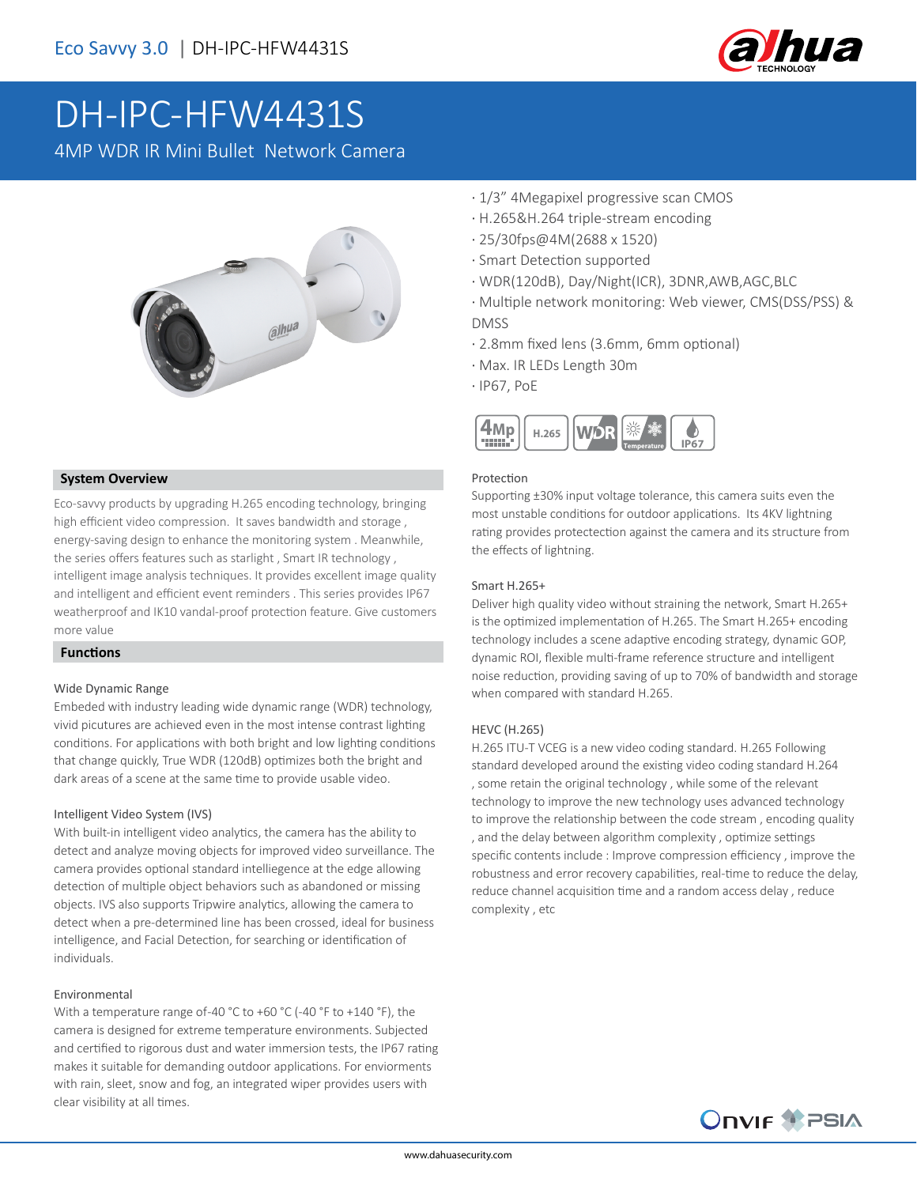Eco Savvy 3.0 | DH-IPC-HFW4431S

# DH-IPC-HFW4431S

4MP WDR IR Mini Bullet Network Camera

- · 1/3" 4Megapixel progressive scan CMOS
- · H.265&H.264 triple-stream encoding
- · 25/30fps@4M(2688 x 1520)
- · Smart Detection supported
- · WDR(120dB), Day/Night(ICR), 3DNR,AWB,AGC,BLC
- · Multiple network monitoring: Web viewer, CMS(DSS/PSS) & DMSS
- · 2.8mm fixed lens (3.6mm, 6mm optional)
- · Max. IR LEDs Length 30m
- · IP67, PoE

## System Overview

Eco-savvy products by upgrading H.265 encoding technology, bringing high efficient video compression. It saves bandwidth and storage , energy-saving design to enhance the monitoring system . Meanwhile, the series offers features such as starlight , Smart IR technology , intelligent image analysis techniques. It provides excellent image quality and intelligent and efficient event reminders . This series provides IP67 weatherproof and IK10 vandal-proof protection feature. Give customers more value

## Functions

### Wide Dynamic Range

Embeded with industry leading wide dynamic range (WDR) technology, vivid picutures are achieved even in the most intense contrast lighting conditions. For applications with both bright and low lighting conditions that change quickly, True WDR (120dB) optimizes both the bright and dark areas of a scene at the same time to provide usable video.

### Intelligent Video System (IVS)

With built-in intelligent video analytics, the camera has the ability to detect and analyze moving objects for improved video surveillance. The camera provides optional standard intelligence at the edge allowing detection of multiple object behaviors such as abandoned or missing objects. IVS also supports Tripwire analytics, allowing the camera to detect when a pre-determined line has been crossed, ideal for business intelligence, and Facial Detection, for searching or identification of individuals.

### Environmental

With a temperature range of-40 °C to +60 °C (-40 °F to +140 °F), the camera is designed for extreme temperature environments. Subjected and certified to rigorous dust and water immersion tests, the IP67 rating makes it suitable for demanding outdoor applications. For enviorments with rain, sleet, snow and fog, an integrated wiper provides users with clear visibility at all times.

### Protection

Supporting ±30% input voltage tolerance, this camera suits even the most unstable conditions for outdoor applications. Its 4KV lightning rating provides protectection against the camera and its structure from the effects of lightning.

### Smart H.265+

Deliver high quality video without straining the network, Smart H.265+ is the optimized implementation of H.265. The Smart H.265+ encoding technology includes a scene adaptive encoding strategy, dynamic GOP, dynamic ROI, flexible multi-frame reference structure and intelligent noise reduction, providing saving of up to 70% of bandwidth and storage when compared with standard H.265.

### HEVC (H.265)

H.265 ITU-T VCEG is a new video coding standard. H.265 Following standard developed around the existing video coding standard H.264 , some retain the original technology , while some of the relevant technology to improve the new technology uses advanced technology to improve the relationship between the code stream , encoding quality , and the delay between algorithm complexity , optimize settings specific contents include : Improve compression efficiency , improve the robustness and error recovery capabilities, real-time to reduce the delay, reduce channel acquisition time and a random access delay , reduce complexity , etc

www.dahuasecurity.com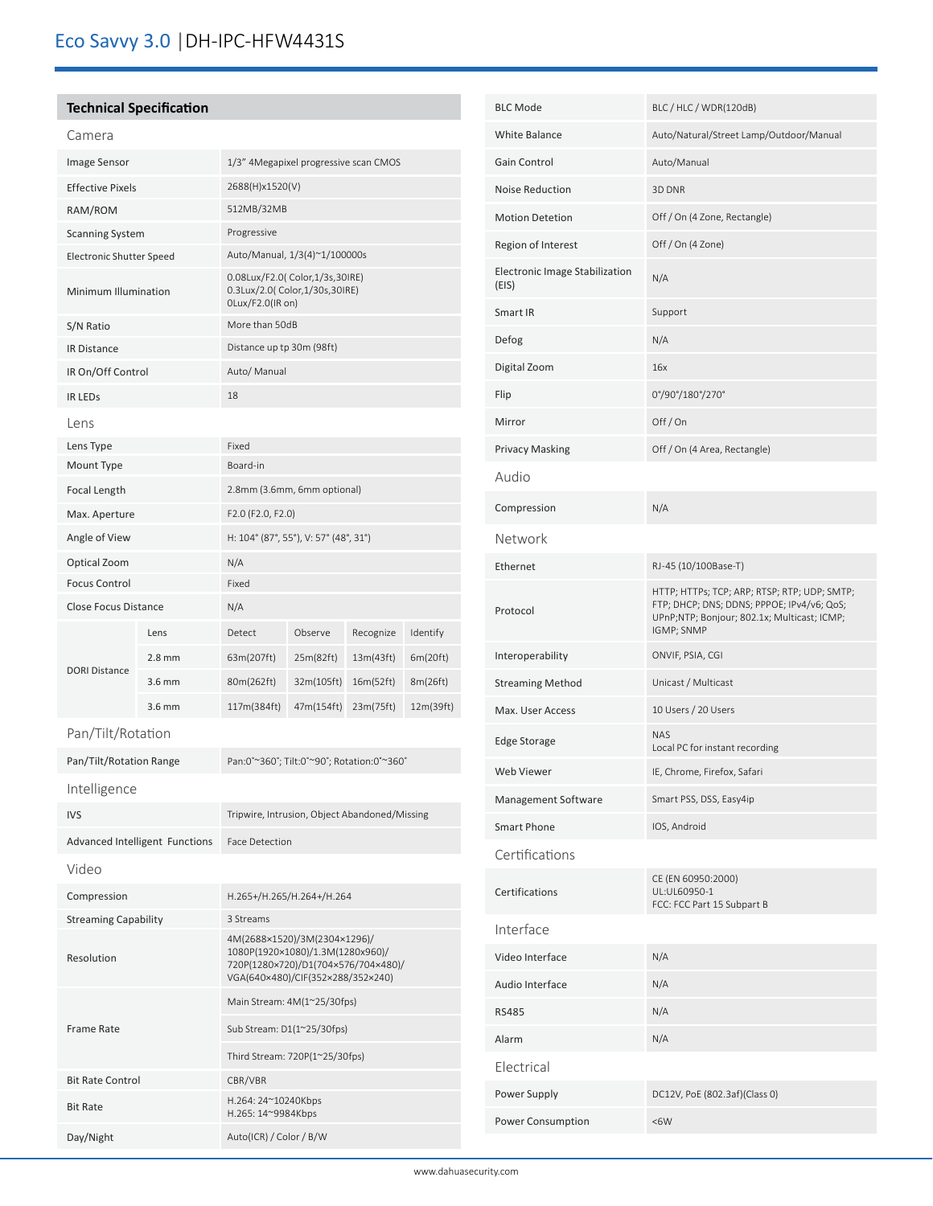# Eco Savvy 3.0 | DH-IPC-HFW4431S

## Technical Specification

### Camera

| | |
|---|---|
| Image Sensor | 1/3" 4Megapixel progressive scan CMOS |
| Effective Pixels | 2688(H)x1520(V) |
| RAM/ROM | 512MB/32MB |
| Scanning System | Progressive |
| Electronic Shutter Speed | Auto/Manual, 1/3(4)~1/100000s |
| Minimum Illumination | 0.08Lux/F2.0( Color,1/3s,30IRE)<br>0.3Lux/2.0( Color,1/30s,30IRE)<br>0Lux/F2.0(IR on) |
| S/N Ratio | More than 50dB |
| IR Distance | Distance up tp 30m (98ft) |
| IR On/Off Control | Auto/ Manual |
| IR LEDs | 18 |

### Lens

| | | | | | |
|---|---|---|---|---|---|
| Lens Type | | Fixed | | | |
| Mount Type | | Board-in | | | |
| Focal Length | | 2.8mm (3.6mm, 6mm optional) | | | |
| Max. Aperture | | F2.0 (F2.0, F2.0) | | | |
| Angle of View | | H: 104° (87°, 55°), V: 57° (48°, 31°) | | | |
| Optical Zoom | | N/A | | | |
| Focus Control | | Fixed | | | |
| Close Focus Distance | | N/A | | | |
| DORI Distance | Lens | Detect | Observe | Recognize | Identify |
| | 2.8 mm | 63m(207ft) | 25m(82ft) | 13m(43ft) | 6m(20ft) |
| | 3.6 mm | 80m(262ft) | 32m(105ft) | 16m(52ft) | 8m(26ft) |
| | 3.6 mm | 117m(384ft) | 47m(154ft) | 23m(75ft) | 12m(39ft) |

### Pan/Tilt/Rotation

| | |
|---|---|
| Pan/Tilt/Rotation Range | Pan:0°~360°; Tilt:0°~90°; Rotation:0°~360° |

### Intelligence

| | |
|---|---|
| IVS | Tripwire, Intrusion, Object Abandoned/Missing |
| Advanced Intelligent Functions | Face Detection |

### Video

| | |
|---|---|
| Compression | H.265+/H.265/H.264+/H.264 |
| Streaming Capability | 3 Streams |
| Resolution | 4M(2688×1520)/3M(2304×1296)/<br>1080P(1920×1080)/1.3M(1280x960)/<br>720P(1280×720)/D1(704×576/704×480)/<br>VGA(640×480)/CIF(352×288/352×240) |
| Frame Rate | Main Stream: 4M(1~25/30fps)<br>Sub Stream: D1(1~25/30fps)<br>Third Stream: 720P(1~25/30fps) |
| Bit Rate Control | CBR/VBR |
| Bit Rate | H.264: 24~10240Kbps<br>H.265: 14~9984Kbps |
| Day/Night | Auto(ICR) / Color / B/W |
| BLC Mode | BLC / HLC / WDR(120dB) |
| White Balance | Auto/Natural/Street Lamp/Outdoor/Manual |
| Gain Control | Auto/Manual |
| Noise Reduction | 3D DNR |
| Motion Detetion | Off / On (4 Zone, Rectangle) |
| Region of Interest | Off / On (4 Zone) |
| Electronic Image Stabilization (EIS) | N/A |
| Smart IR | Support |
| Defog | N/A |
| Digital Zoom | 16x |
| Flip | 0°/90°/180°/270° |
| Mirror | Off / On |
| Privacy Masking | Off / On (4 Area, Rectangle) |

### Audio

| | |
|---|---|
| Compression | N/A |

### Network

| | |
|---|---|
| Ethernet | RJ-45 (10/100Base-T) |
| Protocol | HTTP; HTTPs; TCP; ARP; RTSP; RTP; UDP; SMTP; FTP; DHCP; DNS; DDNS; PPPOE; IPv4/v6; QoS; UPnP;NTP; Bonjour; 802.1x; Multicast; ICMP; IGMP; SNMP |
| Interoperability | ONVIF, PSIA, CGI |
| Streaming Method | Unicast / Multicast |
| Max. User Access | 10 Users / 20 Users |
| Edge Storage | NAS<br>Local PC for instant recording |
| Web Viewer | IE, Chrome, Firefox, Safari |
| Management Software | Smart PSS, DSS, Easy4ip |
| Smart Phone | IOS, Android |

### Certifications

| | |
|---|---|
| Certifications | CE (EN 60950:2000)<br>UL:UL60950-1<br>FCC: FCC Part 15 Subpart B |

### Interface

| | |
|---|---|
| Video Interface | N/A |
| Audio Interface | N/A |
| RS485 | N/A |
| Alarm | N/A |

### Electrical

| | |
|---|---|
| Power Supply | DC12V, PoE (802.3af)(Class 0) |
| Power Consumption | <6W |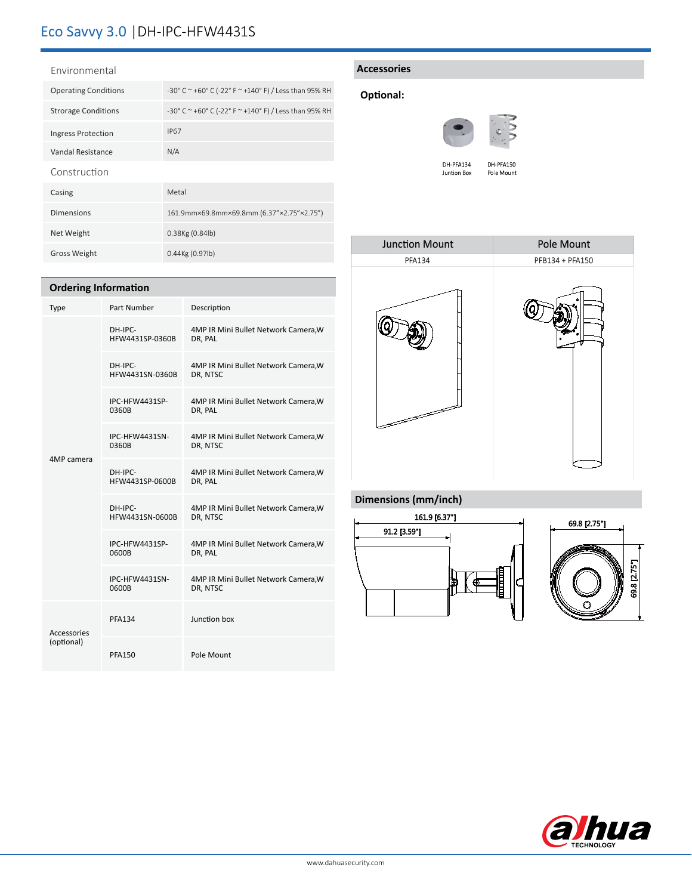# Eco Savvy 3.0 | DH-IPC-HFW4431S

## Environmental

| | |
|---|---|
| Operating Conditions | -30° C ~ +60° C (-22° F ~ +140° F) / Less than 95% RH |
| Strorage Conditions | -30° C ~ +60° C (-22° F ~ +140° F) / Less than 95% RH |
| Ingress Protection | IP67 |
| Vandal Resistance | N/A |

## Construction

| | |
|---|---|
| Casing | Metal |
| Dimensions | 161.9mm×69.8mm×69.8mm (6.37"×2.75"×2.75") |
| Net Weight | 0.38Kg (0.84lb) |
| Gross Weight | 0.44Kg (0.97lb) |

## Ordering Information

| Type | Part Number | Description |
|---|---|---|
| 4MP camera | DH-IPC-HFW4431SP-0360B | 4MP IR Mini Bullet Network Camera,WDR, PAL |
| | DH-IPC-HFW4431SN-0360B | 4MP IR Mini Bullet Network Camera,WDR, NTSC |
| | IPC-HFW4431SP-0360B | 4MP IR Mini Bullet Network Camera,WDR, PAL |
| | IPC-HFW4431SN-0360B | 4MP IR Mini Bullet Network Camera,WDR, NTSC |
| | DH-IPC-HFW4431SP-0600B | 4MP IR Mini Bullet Network Camera,WDR, PAL |
| | DH-IPC-HFW4431SN-0600B | 4MP IR Mini Bullet Network Camera,WDR, NTSC |
| | IPC-HFW4431SP-0600B | 4MP IR Mini Bullet Network Camera,WDR, PAL |
| | IPC-HFW4431SN-0600B | 4MP IR Mini Bullet Network Camera,WDR, NTSC |
| Accessories (optional) | PFA134 | Junction box |
| | PFA150 | Pole Mount |

## Accessories

**Optional:**

DH-PFA134 Juntion Box

DH-PFA150 Pole Mount

| Junction Mount | Pole Mount |
|---|---|
| PFA134 | PFB134 + PFA150 |

## Dimensions (mm/inch)

161.9 [6.37"]

91.2 [3.59"]

69.8 [2.75"]

69.8 [2.75"]

www.dahuasecurity.com